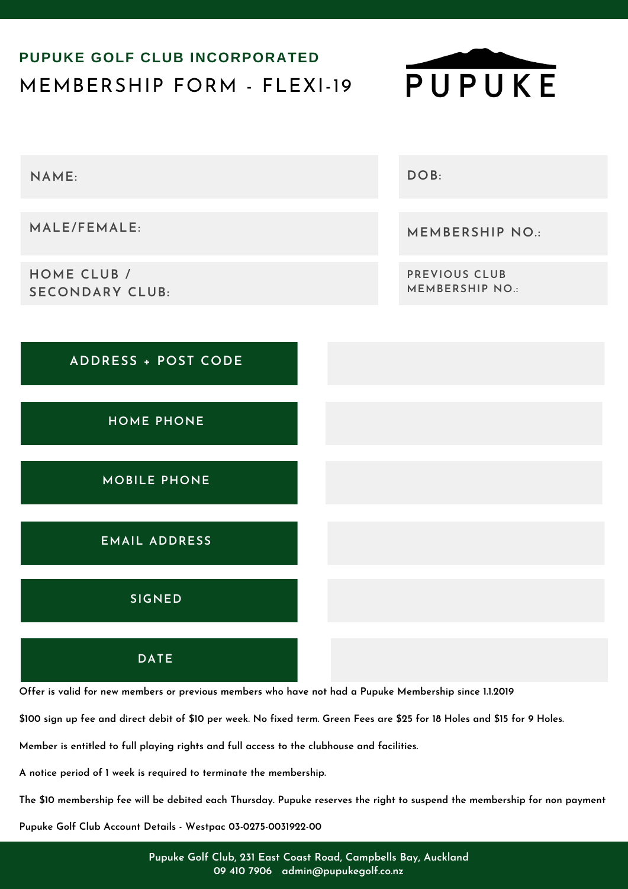**PUPUKE GOLF CLUB INCORPORATED**

# MEMBERSHIP FORM - FLEXI-19

PUPUKE

| NAME: | DOB: |
| --- | --- |
| MALE/FEMALE: | MEMBERSHIP NO.: |
| HOME CLUB / SECONDARY CLUB: | PREVIOUS CLUB MEMBERSHIP NO.: |

| ADDRESS + POST CODE | |
| --- | --- |
| HOME PHONE | |
| MOBILE PHONE | |
| EMAIL ADDRESS | |
| SIGNED | |
| DATE | |

Offer is valid for new members or previous members who have not had a Pupuke Membership since 1.1.2019

$100 sign up fee and direct debit of $10 per week. No fixed term. Green Fees are $25 for 18 Holes and $15 for 9 Holes.

Member is entitled to full playing rights and full access to the clubhouse and facilities.

A notice period of 1 week is required to terminate the membership.

The $10 membership fee will be debited each Thursday. Pupuke reserves the right to suspend the membership for non payment

Pupuke Golf Club Account Details - Westpac 03-0275-0031922-00

Pupuke Golf Club, 231 East Coast Road, Campbells Bay, Auckland
09 410 7906 admin@pupukegolf.co.nz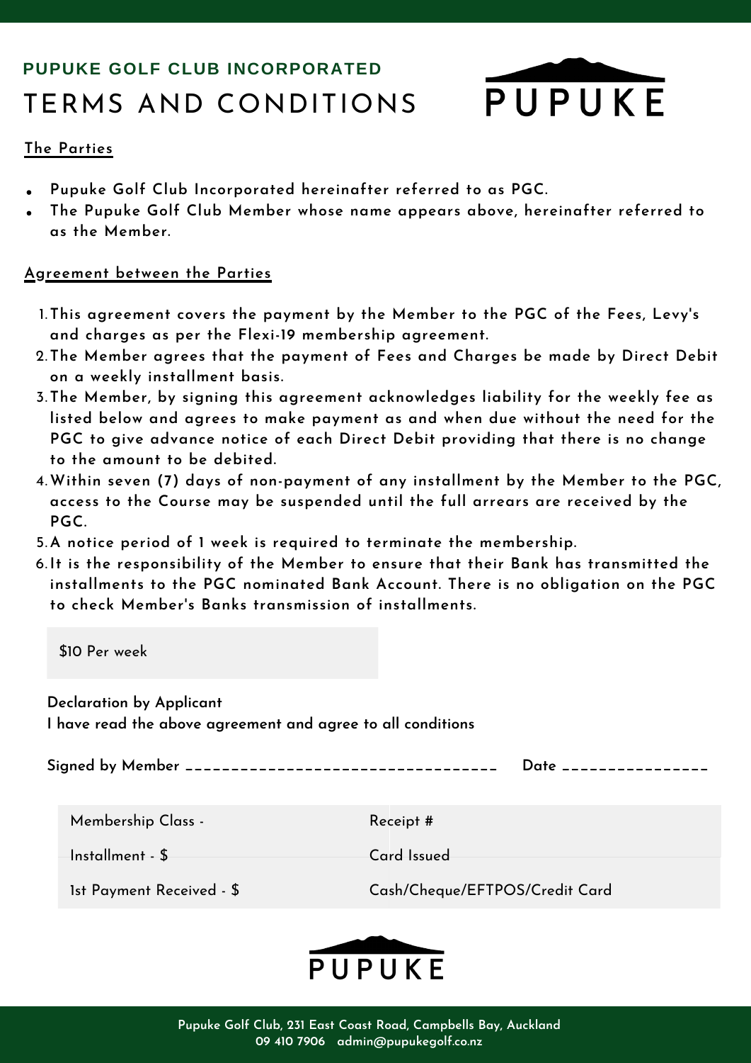**PUPUKE GOLF CLUB INCORPORATED**

# TERMS AND CONDITIONS

PUPUKE

## The Parties

- Pupuke Golf Club Incorporated hereinafter referred to as PGC.
- The Pupuke Golf Club Member whose name appears above, hereinafter referred to as the Member.

## Agreement between the Parties

1. This agreement covers the payment by the Member to the PGC of the Fees, Levy's and charges as per the Flexi-19 membership agreement.
2. The Member agrees that the payment of Fees and Charges be made by Direct Debit on a weekly installment basis.
3. The Member, by signing this agreement acknowledges liability for the weekly fee as listed below and agrees to make payment as and when due without the need for the PGC to give advance notice of each Direct Debit providing that there is no change to the amount to be debited.
4. Within seven (7) days of non-payment of any installment by the Member to the PGC, access to the Course may be suspended until the full arrears are received by the PGC.
5. A notice period of 1 week is required to terminate the membership.
6. It is the responsibility of the Member to ensure that their Bank has transmitted the installments to the PGC nominated Bank Account. There is no obligation on the PGC to check Member's Banks transmission of installments.

$10 Per week

**Declaration by Applicant**

**I have read the above agreement and agree to all conditions**

Signed by Member ___________________________________ Date _______________

| | |
|---|---|
| Membership Class - | Receipt # |
| Installment - $ | Card Issued |
| 1st Payment Received - $ | Cash/Cheque/EFTPOS/Credit Card |

PUPUKE

Pupuke Golf Club, 231 East Coast Road, Campbells Bay, Auckland
09 410 7906 admin@pupukegolf.co.nz